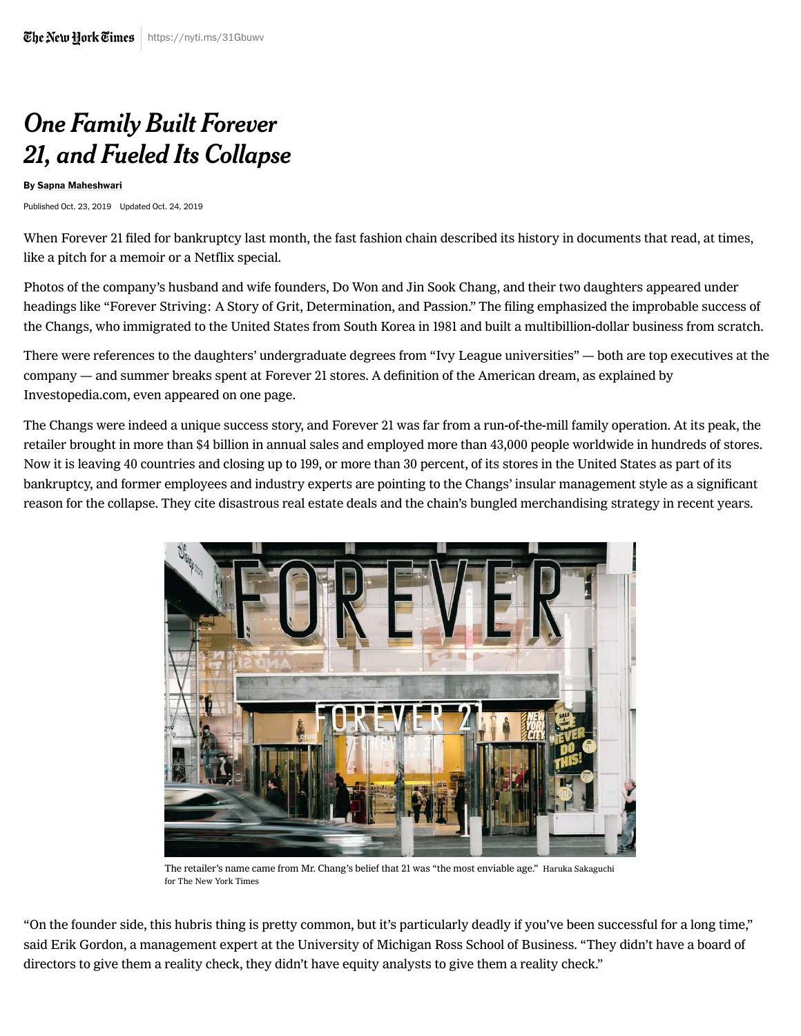# One Family Built Forever 21, and Fueled Its Collapse

**By Sapna Maheshwari**

Published Oct. 23, 2019 Updated Oct. 24, 2019

When Forever 21 filed for bankruptcy last month, the fast fashion chain described its history in documents that read, at times, like a pitch for a memoir or a Netflix special.

Photos of the company's husband and wife founders, Do Won and Jin Sook Chang, and their two daughters appeared under headings like "Forever Striving: A Story of Grit, Determination, and Passion." The filing emphasized the improbable success of the Changs, who immigrated to the United States from South Korea in 1981 and built a multibillion-dollar business from scratch.

There were references to the daughters' undergraduate degrees from "Ivy League universities" — both are top executives at the company — and summer breaks spent at Forever 21 stores. A definition of the American dream, as explained by Investopedia.com, even appeared on one page.

The Changs were indeed a unique success story, and Forever 21 was far from a run-of-the-mill family operation. At its peak, the retailer brought in more than $4 billion in annual sales and employed more than 43,000 people worldwide in hundreds of stores. Now it is leaving 40 countries and closing up to 199, or more than 30 percent, of its stores in the United States as part of its bankruptcy, and former employees and industry experts are pointing to the Changs' insular management style as a significant reason for the collapse. They cite disastrous real estate deals and the chain's bungled merchandising strategy in recent years.

The retailer's name came from Mr. Chang's belief that 21 was "the most enviable age." Haruka Sakaguchi for The New York Times

"On the founder side, this hubris thing is pretty common, but it's particularly deadly if you've been successful for a long time," said Erik Gordon, a management expert at the University of Michigan Ross School of Business. "They didn't have a board of directors to give them a reality check, they didn't have equity analysts to give them a reality check."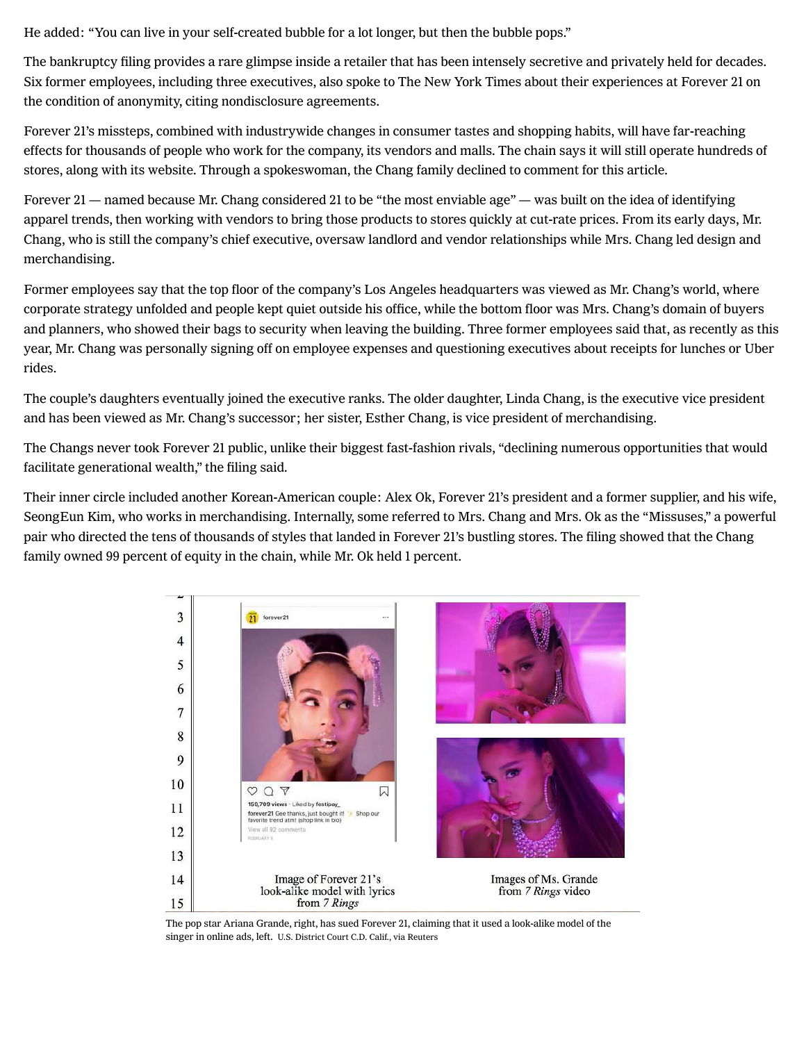He added: "You can live in your self-created bubble for a lot longer, but then the bubble pops."

The bankruptcy filing provides a rare glimpse inside a retailer that has been intensely secretive and privately held for decades. Six former employees, including three executives, also spoke to The New York Times about their experiences at Forever 21 on the condition of anonymity, citing nondisclosure agreements.

Forever 21's missteps, combined with industrywide changes in consumer tastes and shopping habits, will have far-reaching effects for thousands of people who work for the company, its vendors and malls. The chain says it will still operate hundreds of stores, along with its website. Through a spokeswoman, the Chang family declined to comment for this article.

Forever 21 — named because Mr. Chang considered 21 to be "the most enviable age" — was built on the idea of identifying apparel trends, then working with vendors to bring those products to stores quickly at cut-rate prices. From its early days, Mr. Chang, who is still the company's chief executive, oversaw landlord and vendor relationships while Mrs. Chang led design and merchandising.

Former employees say that the top floor of the company's Los Angeles headquarters was viewed as Mr. Chang's world, where corporate strategy unfolded and people kept quiet outside his office, while the bottom floor was Mrs. Chang's domain of buyers and planners, who showed their bags to security when leaving the building. Three former employees said that, as recently as this year, Mr. Chang was personally signing off on employee expenses and questioning executives about receipts for lunches or Uber rides.

The couple's daughters eventually joined the executive ranks. The older daughter, Linda Chang, is the executive vice president and has been viewed as Mr. Chang's successor; her sister, Esther Chang, is vice president of merchandising.

The Changs never took Forever 21 public, unlike their biggest fast-fashion rivals, "declining numerous opportunities that would facilitate generational wealth," the filing said.

Their inner circle included another Korean-American couple: Alex Ok, Forever 21's president and a former supplier, and his wife, SeongEun Kim, who works in merchandising. Internally, some referred to Mrs. Chang and Mrs. Ok as the "Missuses," a powerful pair who directed the tens of thousands of styles that landed in Forever 21's bustling stores. The filing showed that the Chang family owned 99 percent of equity in the chain, while Mr. Ok held 1 percent.

The pop star Ariana Grande, right, has sued Forever 21, claiming that it used a look-alike model of the singer in online ads, left. U.S. District Court C.D. Calif., via Reuters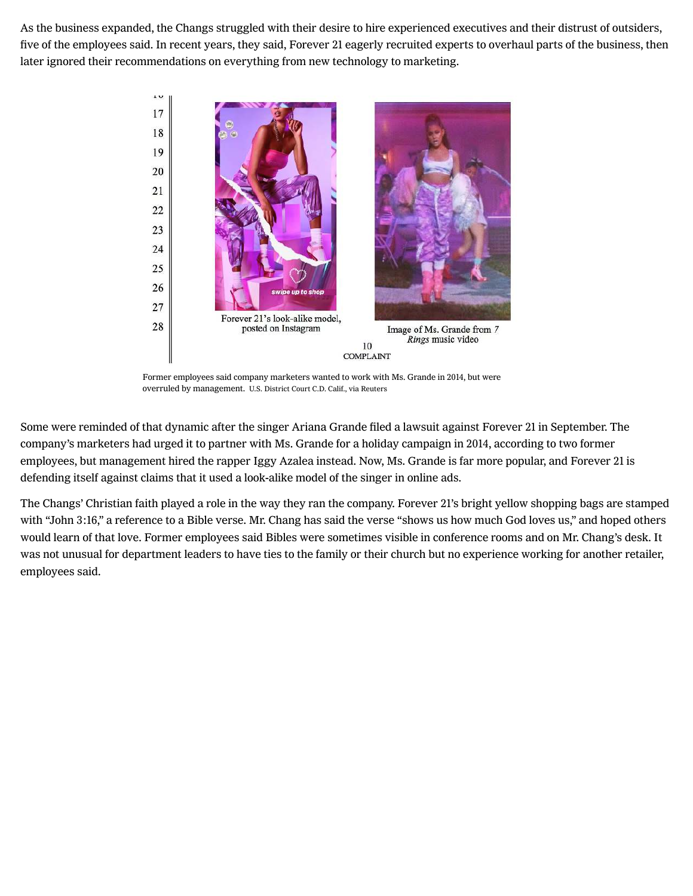As the business expanded, the Changs struggled with their desire to hire experienced executives and their distrust of outsiders, five of the employees said. In recent years, they said, Forever 21 eagerly recruited experts to overhaul parts of the business, then later ignored their recommendations on everything from new technology to marketing.

Forever 21's look-alike model, posted on Instagram

Image of Ms. Grande from *7 Rings* music video

Former employees said company marketers wanted to work with Ms. Grande in 2014, but were overruled by management. U.S. District Court C.D. Calif., via Reuters

Some were reminded of that dynamic after the singer Ariana Grande filed a lawsuit against Forever 21 in September. The company's marketers had urged it to partner with Ms. Grande for a holiday campaign in 2014, according to two former employees, but management hired the rapper Iggy Azalea instead. Now, Ms. Grande is far more popular, and Forever 21 is defending itself against claims that it used a look-alike model of the singer in online ads.

The Changs' Christian faith played a role in the way they ran the company. Forever 21's bright yellow shopping bags are stamped with "John 3:16," a reference to a Bible verse. Mr. Chang has said the verse "shows us how much God loves us," and hoped others would learn of that love. Former employees said Bibles were sometimes visible in conference rooms and on Mr. Chang's desk. It was not unusual for department leaders to have ties to the family or their church but no experience working for another retailer, employees said.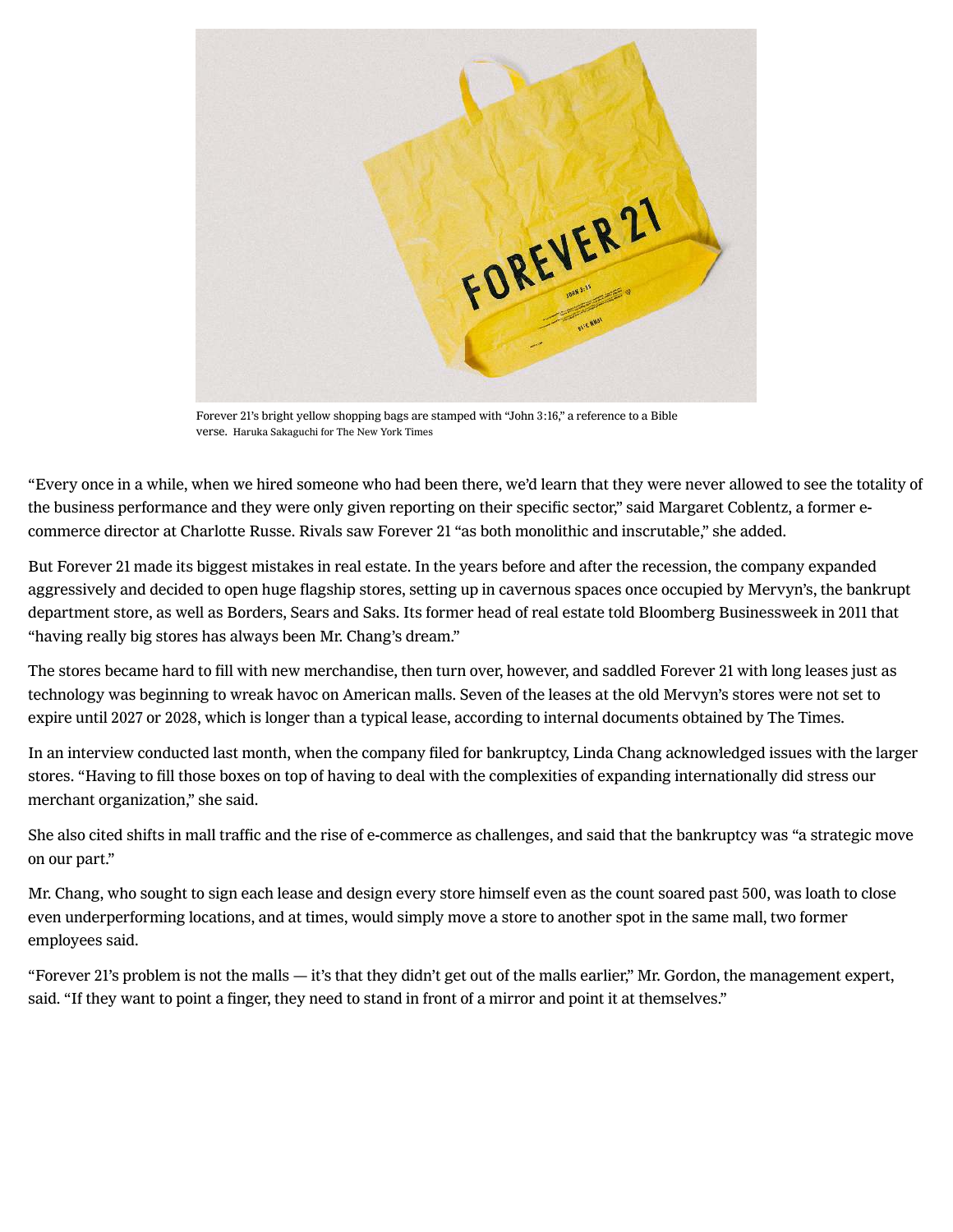Forever 21's bright yellow shopping bags are stamped with "John 3:16," a reference to a Bible verse. Haruka Sakaguchi for The New York Times

"Every once in a while, when we hired someone who had been there, we'd learn that they were never allowed to see the totality of the business performance and they were only given reporting on their specific sector," said Margaret Coblentz, a former e-commerce director at Charlotte Russe. Rivals saw Forever 21 "as both monolithic and inscrutable," she added.

But Forever 21 made its biggest mistakes in real estate. In the years before and after the recession, the company expanded aggressively and decided to open huge flagship stores, setting up in cavernous spaces once occupied by Mervyn's, the bankrupt department store, as well as Borders, Sears and Saks. Its former head of real estate told Bloomberg Businessweek in 2011 that "having really big stores has always been Mr. Chang's dream."

The stores became hard to fill with new merchandise, then turn over, however, and saddled Forever 21 with long leases just as technology was beginning to wreak havoc on American malls. Seven of the leases at the old Mervyn's stores were not set to expire until 2027 or 2028, which is longer than a typical lease, according to internal documents obtained by The Times.

In an interview conducted last month, when the company filed for bankruptcy, Linda Chang acknowledged issues with the larger stores. "Having to fill those boxes on top of having to deal with the complexities of expanding internationally did stress our merchant organization," she said.

She also cited shifts in mall traffic and the rise of e-commerce as challenges, and said that the bankruptcy was "a strategic move on our part."

Mr. Chang, who sought to sign each lease and design every store himself even as the count soared past 500, was loath to close even underperforming locations, and at times, would simply move a store to another spot in the same mall, two former employees said.

"Forever 21's problem is not the malls — it's that they didn't get out of the malls earlier," Mr. Gordon, the management expert, said. "If they want to point a finger, they need to stand in front of a mirror and point it at themselves."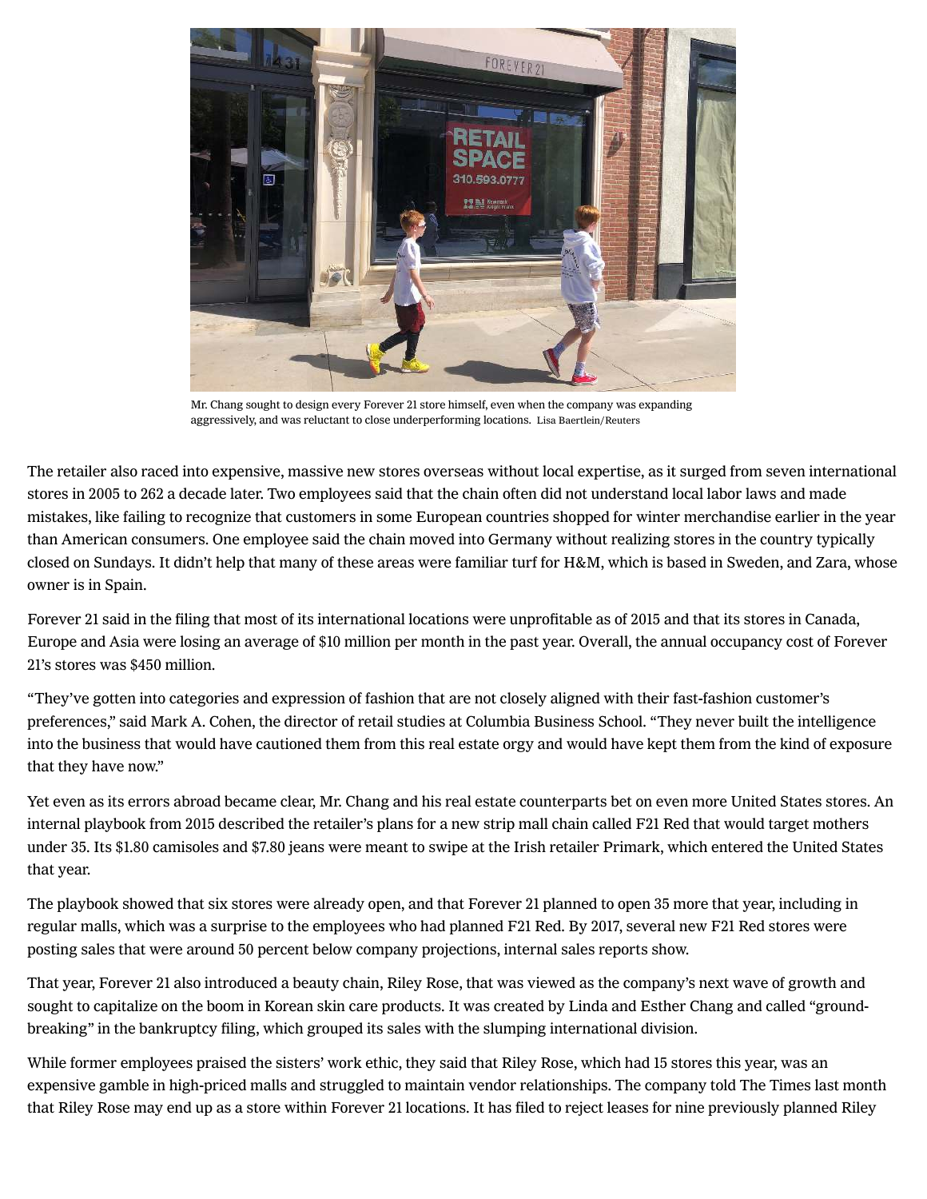Mr. Chang sought to design every Forever 21 store himself, even when the company was expanding aggressively, and was reluctant to close underperforming locations. Lisa Baertlein/Reuters

The retailer also raced into expensive, massive new stores overseas without local expertise, as it surged from seven international stores in 2005 to 262 a decade later. Two employees said that the chain often did not understand local labor laws and made mistakes, like failing to recognize that customers in some European countries shopped for winter merchandise earlier in the year than American consumers. One employee said the chain moved into Germany without realizing stores in the country typically closed on Sundays. It didn't help that many of these areas were familiar turf for H&M, which is based in Sweden, and Zara, whose owner is in Spain.

Forever 21 said in the filing that most of its international locations were unprofitable as of 2015 and that its stores in Canada, Europe and Asia were losing an average of $10 million per month in the past year. Overall, the annual occupancy cost of Forever 21's stores was $450 million.

"They've gotten into categories and expression of fashion that are not closely aligned with their fast-fashion customer's preferences," said Mark A. Cohen, the director of retail studies at Columbia Business School. "They never built the intelligence into the business that would have cautioned them from this real estate orgy and would have kept them from the kind of exposure that they have now."

Yet even as its errors abroad became clear, Mr. Chang and his real estate counterparts bet on even more United States stores. An internal playbook from 2015 described the retailer's plans for a new strip mall chain called F21 Red that would target mothers under 35. Its $1.80 camisoles and $7.80 jeans were meant to swipe at the Irish retailer Primark, which entered the United States that year.

The playbook showed that six stores were already open, and that Forever 21 planned to open 35 more that year, including in regular malls, which was a surprise to the employees who had planned F21 Red. By 2017, several new F21 Red stores were posting sales that were around 50 percent below company projections, internal sales reports show.

That year, Forever 21 also introduced a beauty chain, Riley Rose, that was viewed as the company's next wave of growth and sought to capitalize on the boom in Korean skin care products. It was created by Linda and Esther Chang and called "ground-breaking" in the bankruptcy filing, which grouped its sales with the slumping international division.

While former employees praised the sisters' work ethic, they said that Riley Rose, which had 15 stores this year, was an expensive gamble in high-priced malls and struggled to maintain vendor relationships. The company told The Times last month that Riley Rose may end up as a store within Forever 21 locations. It has filed to reject leases for nine previously planned Riley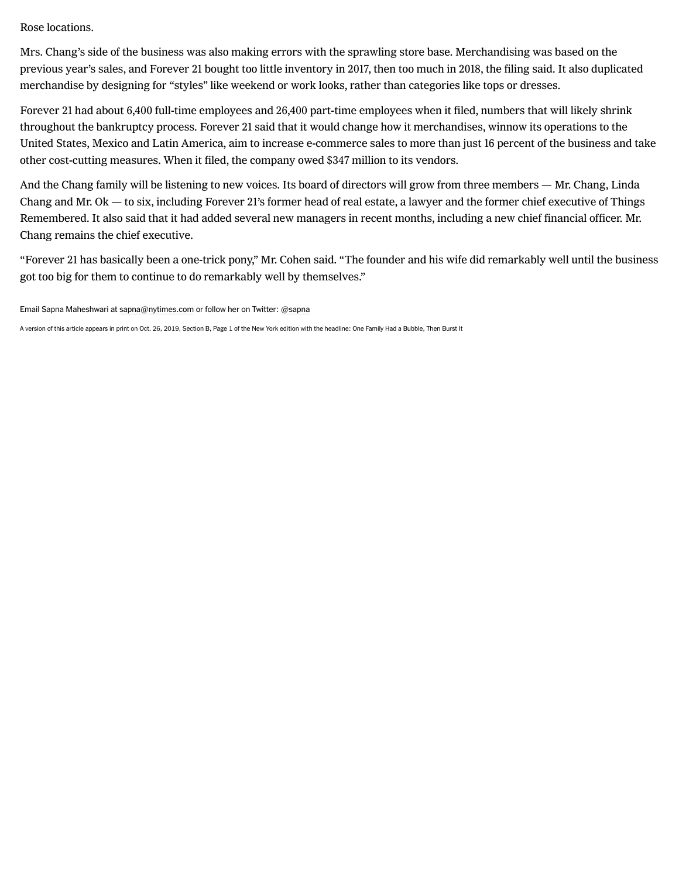Rose locations.

Mrs. Chang's side of the business was also making errors with the sprawling store base. Merchandising was based on the previous year's sales, and Forever 21 bought too little inventory in 2017, then too much in 2018, the filing said. It also duplicated merchandise by designing for "styles" like weekend or work looks, rather than categories like tops or dresses.

Forever 21 had about 6,400 full-time employees and 26,400 part-time employees when it filed, numbers that will likely shrink throughout the bankruptcy process. Forever 21 said that it would change how it merchandises, winnow its operations to the United States, Mexico and Latin America, aim to increase e-commerce sales to more than just 16 percent of the business and take other cost-cutting measures. When it filed, the company owed $347 million to its vendors.

And the Chang family will be listening to new voices. Its board of directors will grow from three members — Mr. Chang, Linda Chang and Mr. Ok — to six, including Forever 21's former head of real estate, a lawyer and the former chief executive of Things Remembered. It also said that it had added several new managers in recent months, including a new chief financial officer. Mr. Chang remains the chief executive.

"Forever 21 has basically been a one-trick pony," Mr. Cohen said. "The founder and his wife did remarkably well until the business got too big for them to continue to do remarkably well by themselves."

Email Sapna Maheshwari at sapna@nytimes.com or follow her on Twitter: @sapna

A version of this article appears in print on Oct. 26, 2019, Section B, Page 1 of the New York edition with the headline: One Family Had a Bubble, Then Burst It